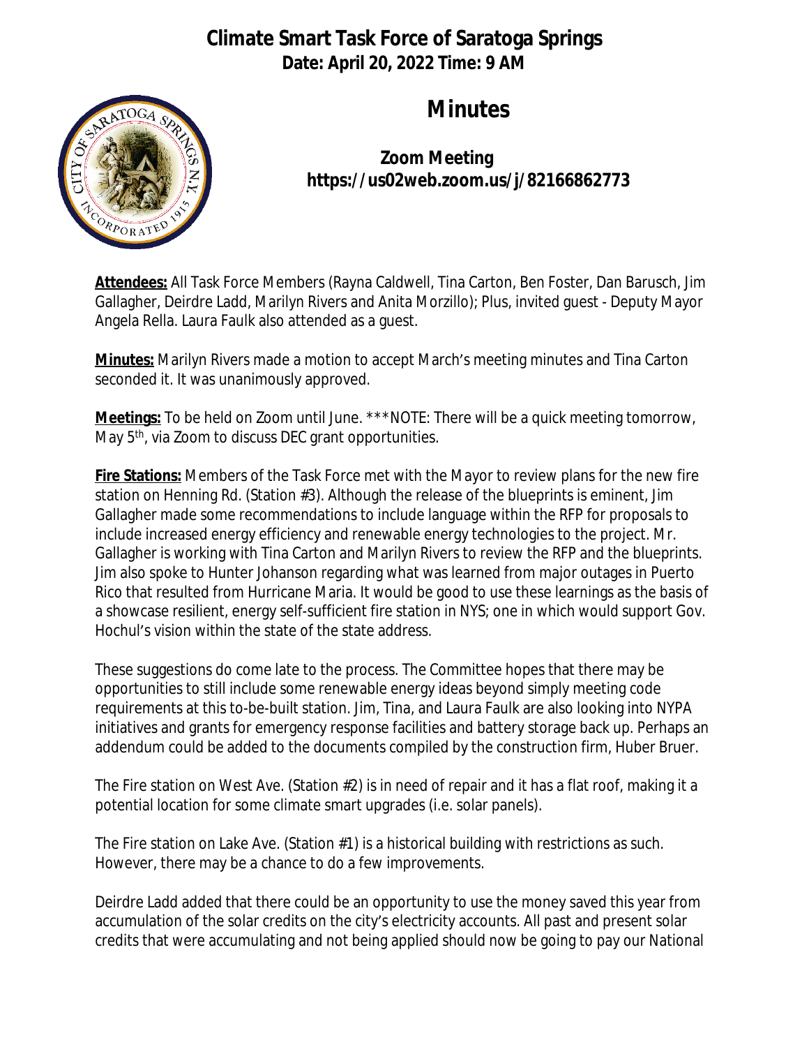# Climate Smart Task Force of Saratoga Springs

**Date: April 20, 2022 Time: 9 AM**

## Minutes

**Zoom Meeting**
**https://us02web.zoom.us/j/82166862773**

**Attendees:** All Task Force Members (Rayna Caldwell, Tina Carton, Ben Foster, Dan Barusch, Jim Gallagher, Deirdre Ladd, Marilyn Rivers and Anita Morzillo); Plus, invited guest - Deputy Mayor Angela Rella. Laura Faulk also attended as a guest.

**Minutes:** Marilyn Rivers made a motion to accept March's meeting minutes and Tina Carton seconded it. It was unanimously approved.

**Meetings:** To be held on Zoom until June. ***NOTE: There will be a quick meeting tomorrow, May 5th, via Zoom to discuss DEC grant opportunities.

**Fire Stations:** Members of the Task Force met with the Mayor to review plans for the new fire station on Henning Rd. (Station #3). Although the release of the blueprints is eminent, Jim Gallagher made some recommendations to include language within the RFP for proposals to include increased energy efficiency and renewable energy technologies to the project. Mr. Gallagher is working with Tina Carton and Marilyn Rivers to review the RFP and the blueprints. Jim also spoke to Hunter Johanson regarding what was learned from major outages in Puerto Rico that resulted from Hurricane Maria. It would be good to use these learnings as the basis of a showcase resilient, energy self-sufficient fire station in NYS; one in which would support Gov. Hochul's vision within the state of the state address.

These suggestions do come late to the process. The Committee hopes that there may be opportunities to still include some renewable energy ideas beyond simply meeting code requirements at this to-be-built station. Jim, Tina, and Laura Faulk are also looking into NYPA initiatives and grants for emergency response facilities and battery storage back up. Perhaps an addendum could be added to the documents compiled by the construction firm, Huber Bruer.

The Fire station on West Ave. (Station #2) is in need of repair and it has a flat roof, making it a potential location for some climate smart upgrades (i.e. solar panels).

The Fire station on Lake Ave. (Station #1) is a historical building with restrictions as such. However, there may be a chance to do a few improvements.

Deirdre Ladd added that there could be an opportunity to use the money saved this year from accumulation of the solar credits on the city's electricity accounts. All past and present solar credits that were accumulating and not being applied should now be going to pay our National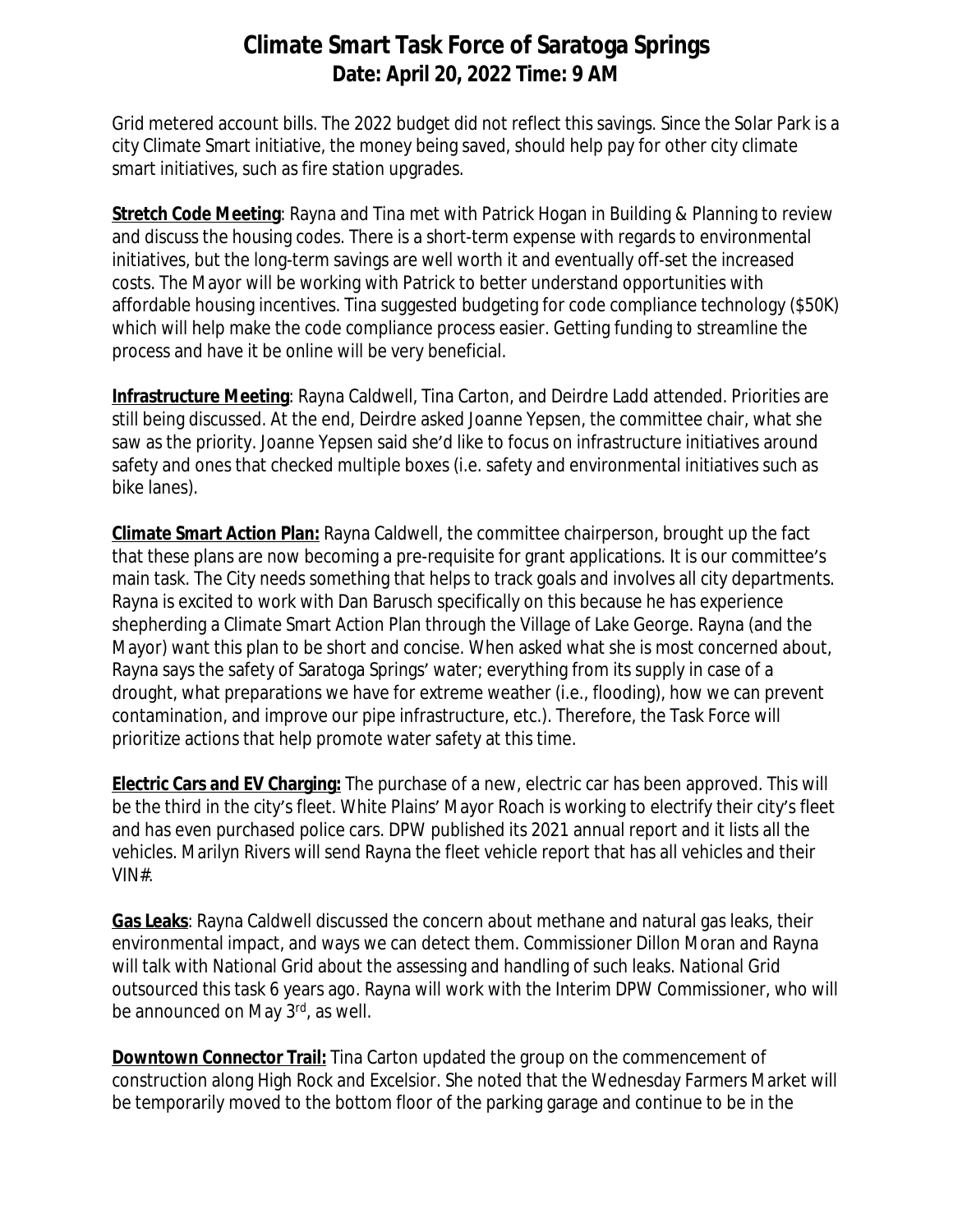Grid metered account bills. The 2022 budget did not reflect this savings. Since the Solar Park is a city Climate Smart initiative, the money being saved, should help pay for other city climate smart initiatives, such as fire station upgrades.

**Stretch Code Meeting**: Rayna and Tina met with Patrick Hogan in Building & Planning to review and discuss the housing codes. There is a short-term expense with regards to environmental initiatives, but the long-term savings are well worth it and eventually off-set the increased costs. The Mayor will be working with Patrick to better understand opportunities with affordable housing incentives. Tina suggested budgeting for code compliance technology ($50K) which will help make the code compliance process easier. Getting funding to streamline the process and have it be online will be very beneficial.

**Infrastructure Meeting**: Rayna Caldwell, Tina Carton, and Deirdre Ladd attended. Priorities are still being discussed. At the end, Deirdre asked Joanne Yepsen, the committee chair, what she saw as the priority. Joanne Yepsen said she'd like to focus on infrastructure initiatives around safety and ones that checked multiple boxes (i.e. safety and environmental initiatives such as bike lanes).

**Climate Smart Action Plan:** Rayna Caldwell, the committee chairperson, brought up the fact that these plans are now becoming a pre-requisite for grant applications. It is our committee's main task. The City needs something that helps to track goals and involves all city departments. Rayna is excited to work with Dan Barusch specifically on this because he has experience shepherding a Climate Smart Action Plan through the Village of Lake George. Rayna (and the Mayor) want this plan to be short and concise. When asked what she is most concerned about, Rayna says the safety of Saratoga Springs' water; everything from its supply in case of a drought, what preparations we have for extreme weather (i.e., flooding), how we can prevent contamination, and improve our pipe infrastructure, etc.). Therefore, the Task Force will prioritize actions that help promote water safety at this time.

**Electric Cars and EV Charging:** The purchase of a new, electric car has been approved. This will be the third in the city's fleet. White Plains' Mayor Roach is working to electrify their city's fleet and has even purchased police cars. DPW published its 2021 annual report and it lists all the vehicles. Marilyn Rivers will send Rayna the fleet vehicle report that has all vehicles and their VIN#.

**Gas Leaks**: Rayna Caldwell discussed the concern about methane and natural gas leaks, their environmental impact, and ways we can detect them. Commissioner Dillon Moran and Rayna will talk with National Grid about the assessing and handling of such leaks. National Grid outsourced this task 6 years ago. Rayna will work with the Interim DPW Commissioner, who will be announced on May 3rd, as well.

**Downtown Connector Trail:** Tina Carton updated the group on the commencement of construction along High Rock and Excelsior. She noted that the Wednesday Farmers Market will be temporarily moved to the bottom floor of the parking garage and continue to be in the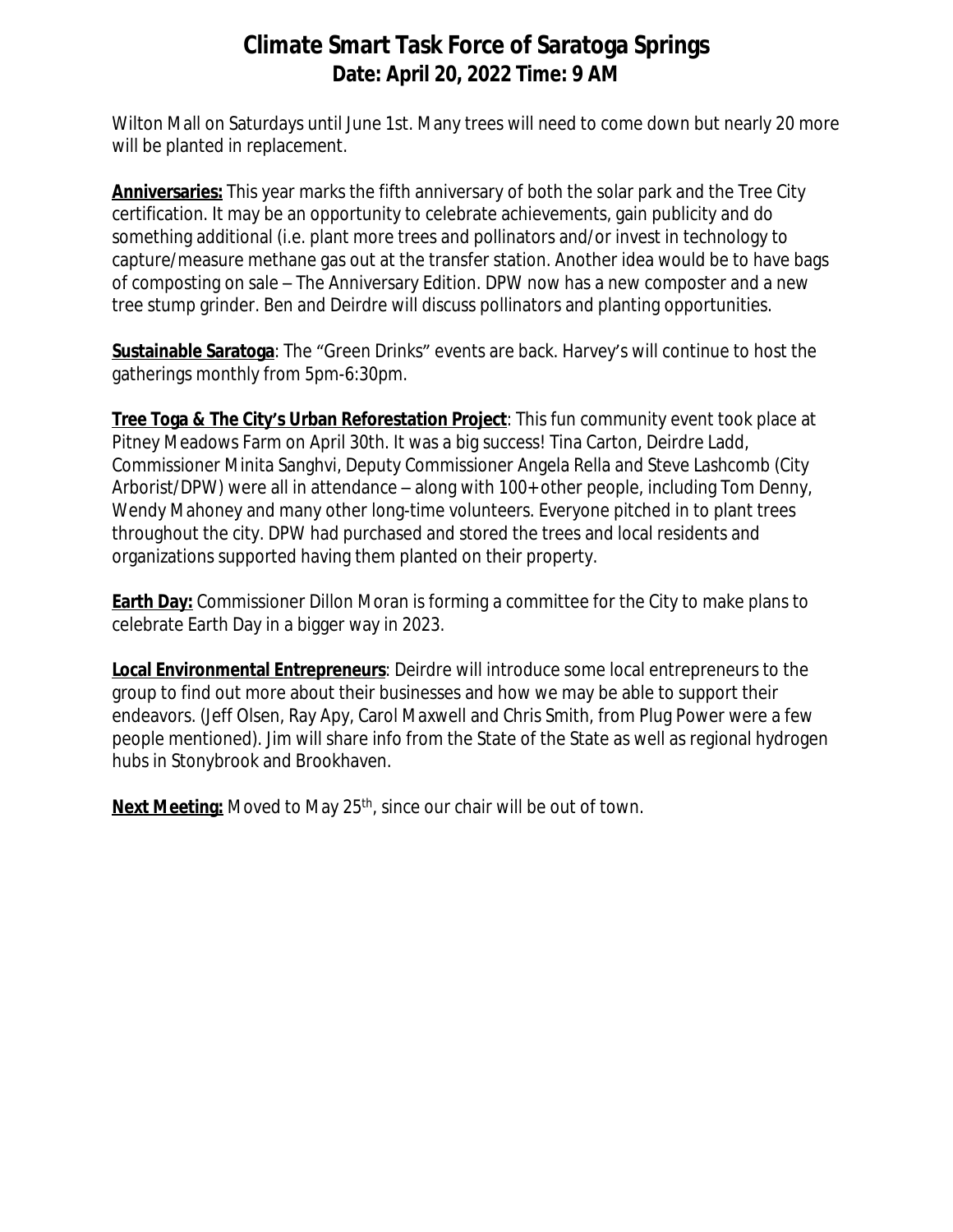Wilton Mall on Saturdays until June 1st. Many trees will need to come down but nearly 20 more will be planted in replacement.

**Anniversaries:** This year marks the fifth anniversary of both the solar park and the Tree City certification. It may be an opportunity to celebrate achievements, gain publicity and do something additional (i.e. plant more trees and pollinators and/or invest in technology to capture/measure methane gas out at the transfer station. Another idea would be to have bags of composting on sale – The Anniversary Edition. DPW now has a new composter and a new tree stump grinder. Ben and Deirdre will discuss pollinators and planting opportunities.

**Sustainable Saratoga**: The "Green Drinks" events are back. Harvey's will continue to host the gatherings monthly from 5pm-6:30pm.

**Tree Toga & The City's Urban Reforestation Project**: This fun community event took place at Pitney Meadows Farm on April 30th. It was a big success! Tina Carton, Deirdre Ladd, Commissioner Minita Sanghvi, Deputy Commissioner Angela Rella and Steve Lashcomb (City Arborist/DPW) were all in attendance – along with 100+ other people, including Tom Denny, Wendy Mahoney and many other long-time volunteers. Everyone pitched in to plant trees throughout the city. DPW had purchased and stored the trees and local residents and organizations supported having them planted on their property.

**Earth Day:** Commissioner Dillon Moran is forming a committee for the City to make plans to celebrate Earth Day in a bigger way in 2023.

**Local Environmental Entrepreneurs**: Deirdre will introduce some local entrepreneurs to the group to find out more about their businesses and how we may be able to support their endeavors. (Jeff Olsen, Ray Apy, Carol Maxwell and Chris Smith, from Plug Power were a few people mentioned). Jim will share info from the State of the State as well as regional hydrogen hubs in Stonybrook and Brookhaven.

**Next Meeting:** Moved to May 25th, since our chair will be out of town.